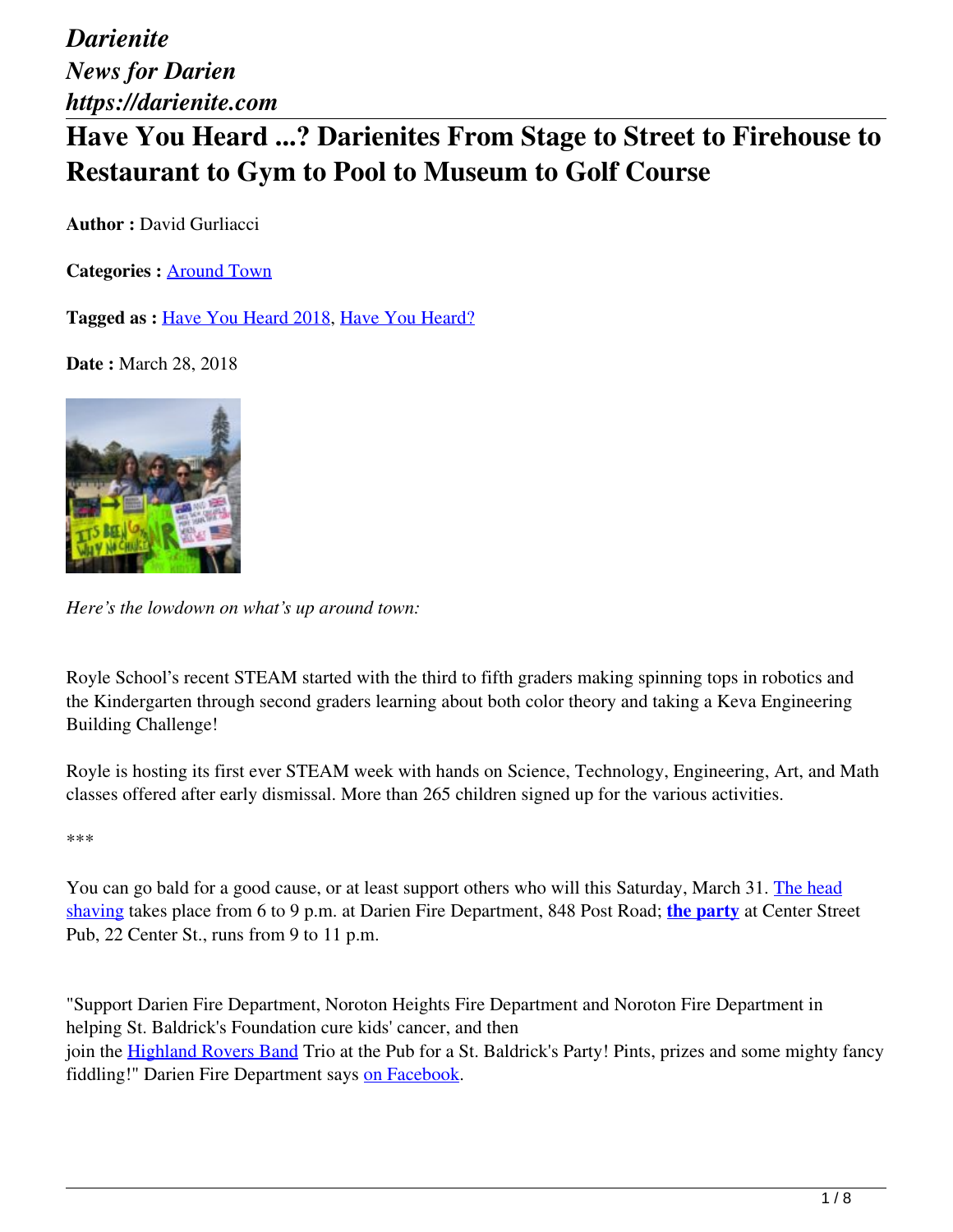*Darienite*
*News for Darien*
*https://darienite.com*

# Have You Heard ...? Darienites From Stage to Street to Firehouse to Restaurant to Gym to Pool to Museum to Golf Course

**Author :** David Gurliacci

**Categories :** Around Town

**Tagged as :** Have You Heard 2018, Have You Heard?

**Date :** March 28, 2018

*Here's the lowdown on what's up around town:*

Royle School's recent STEAM started with the third to fifth graders making spinning tops in robotics and the Kindergarten through second graders learning about both color theory and taking a Keva Engineering Building Challenge!

Royle is hosting its first ever STEAM week with hands on Science, Technology, Engineering, Art, and Math classes offered after early dismissal. More than 265 children signed up for the various activities.

\*\*\*

You can go bald for a good cause, or at least support others who will this Saturday, March 31. The head shaving takes place from 6 to 9 p.m. at Darien Fire Department, 848 Post Road; **the party** at Center Street Pub, 22 Center St., runs from 9 to 11 p.m.

"Support Darien Fire Department, Noroton Heights Fire Department and Noroton Fire Department in helping St. Baldrick's Foundation cure kids' cancer, and then join the Highland Rovers Band Trio at the Pub for a St. Baldrick's Party! Pints, prizes and some mighty fancy fiddling!" Darien Fire Department says on Facebook.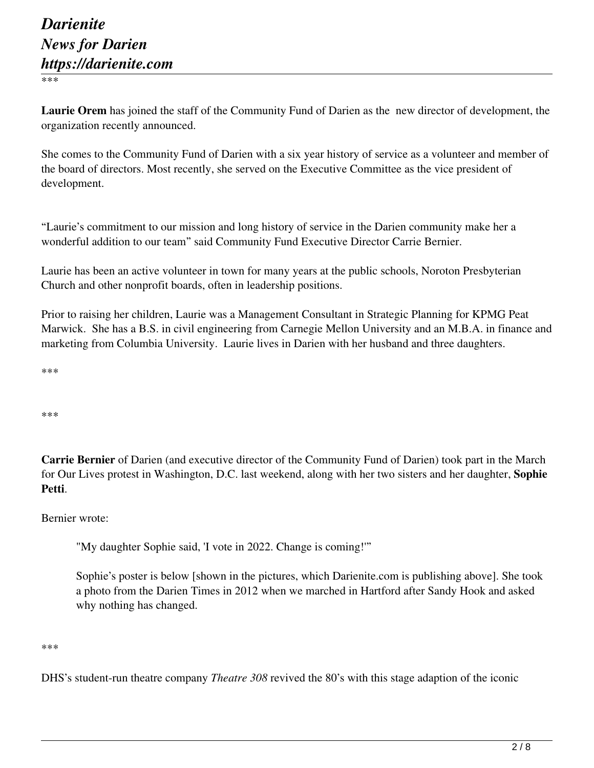***

**Laurie Orem** has joined the staff of the Community Fund of Darien as the new director of development, the organization recently announced.

She comes to the Community Fund of Darien with a six year history of service as a volunteer and member of the board of directors. Most recently, she served on the Executive Committee as the vice president of development.

"Laurie's commitment to our mission and long history of service in the Darien community make her a wonderful addition to our team" said Community Fund Executive Director Carrie Bernier.

Laurie has been an active volunteer in town for many years at the public schools, Noroton Presbyterian Church and other nonprofit boards, often in leadership positions.

Prior to raising her children, Laurie was a Management Consultant in Strategic Planning for KPMG Peat Marwick. She has a B.S. in civil engineering from Carnegie Mellon University and an M.B.A. in finance and marketing from Columbia University. Laurie lives in Darien with her husband and three daughters.

***

***

**Carrie Bernier** of Darien (and executive director of the Community Fund of Darien) took part in the March for Our Lives protest in Washington, D.C. last weekend, along with her two sisters and her daughter, **Sophie Petti**.

Bernier wrote:

> "My daughter Sophie said, 'I vote in 2022. Change is coming!'"
>
> Sophie's poster is below [shown in the pictures, which Darienite.com is publishing above]. She took a photo from the Darien Times in 2012 when we marched in Hartford after Sandy Hook and asked why nothing has changed.

***

DHS's student-run theatre company *Theatre 308* revived the 80's with this stage adaption of the iconic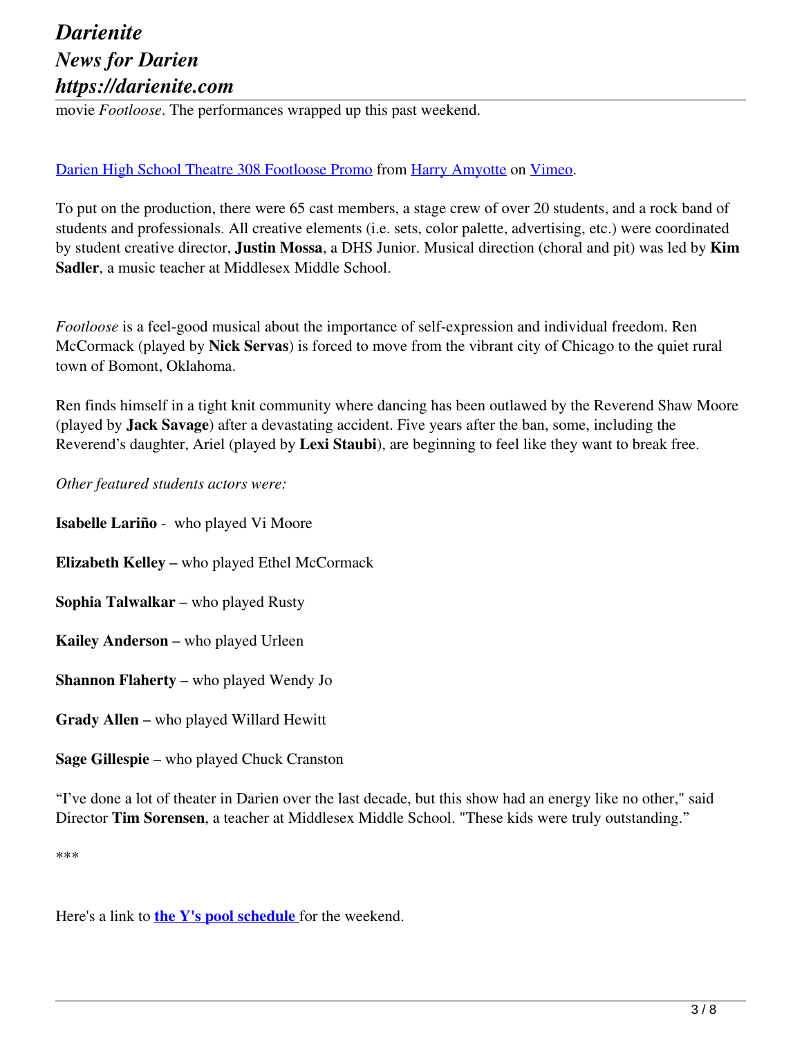movie *Footloose*. The performances wrapped up this past weekend.

Darien High School Theatre 308 Footloose Promo from Harry Amyotte on Vimeo.

To put on the production, there were 65 cast members, a stage crew of over 20 students, and a rock band of students and professionals. All creative elements (i.e. sets, color palette, advertising, etc.) were coordinated by student creative director, **Justin Mossa**, a DHS Junior. Musical direction (choral and pit) was led by **Kim Sadler**, a music teacher at Middlesex Middle School.

*Footloose* is a feel-good musical about the importance of self-expression and individual freedom. Ren McCormack (played by **Nick Servas**) is forced to move from the vibrant city of Chicago to the quiet rural town of Bomont, Oklahoma.

Ren finds himself in a tight knit community where dancing has been outlawed by the Reverend Shaw Moore (played by **Jack Savage**) after a devastating accident. Five years after the ban, some, including the Reverend's daughter, Ariel (played by **Lexi Staubi**), are beginning to feel like they want to break free.

*Other featured students actors were:*

**Isabelle Lariño** - who played Vi Moore

**Elizabeth Kelley** – who played Ethel McCormack

**Sophia Talwalkar** – who played Rusty

**Kailey Anderson** – who played Urleen

**Shannon Flaherty** – who played Wendy Jo

**Grady Allen** – who played Willard Hewitt

**Sage Gillespie** – who played Chuck Cranston

"I've done a lot of theater in Darien over the last decade, but this show had an energy like no other," said Director **Tim Sorensen**, a teacher at Middlesex Middle School. "These kids were truly outstanding."

***

Here's a link to **the Y's pool schedule** for the weekend.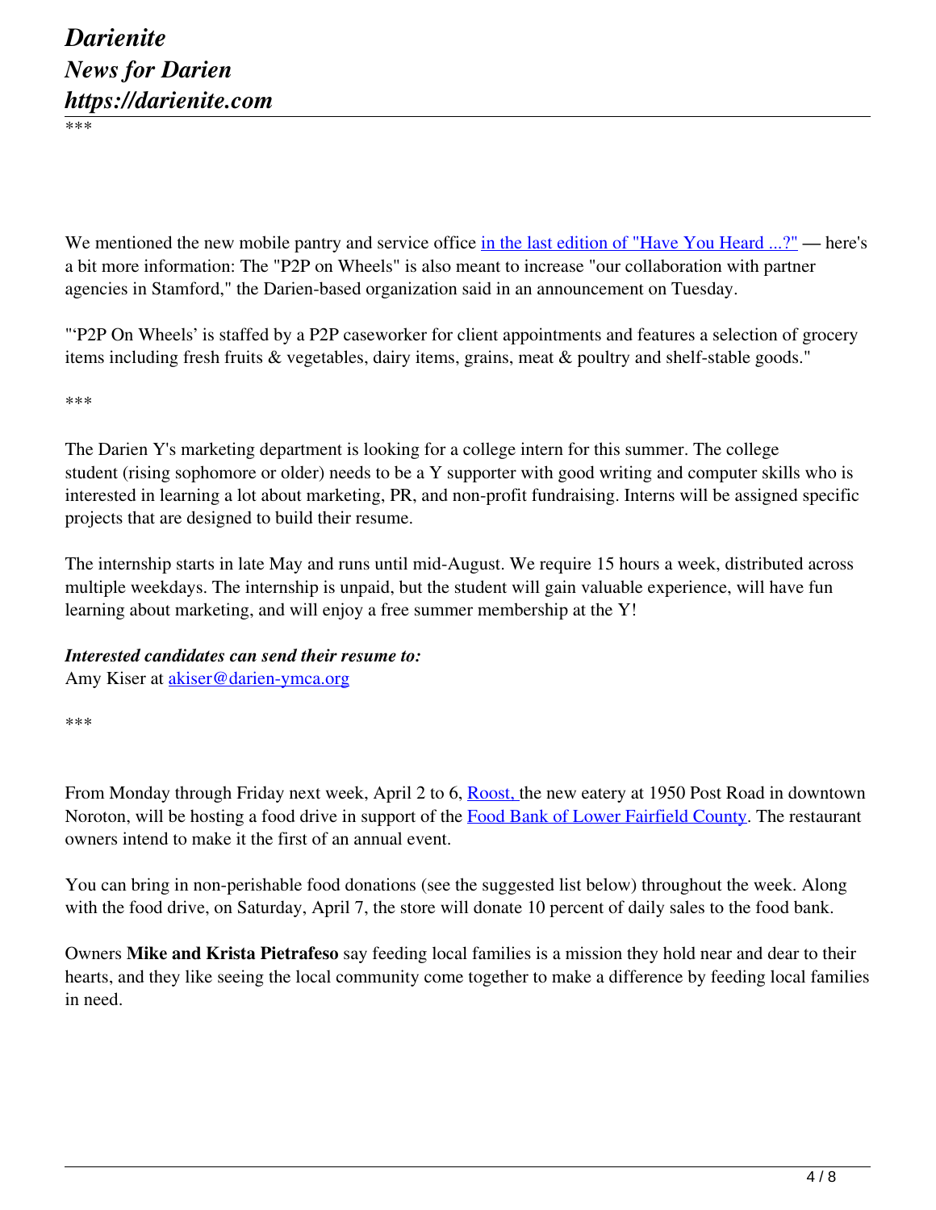***

We mentioned the new mobile pantry and service office [in the last edition of "Have You Heard ...?"](#) — here's a bit more information: The "P2P on Wheels" is also meant to increase "our collaboration with partner agencies in Stamford," the Darien-based organization said in an announcement on Tuesday.

"'P2P On Wheels' is staffed by a P2P caseworker for client appointments and features a selection of grocery items including fresh fruits & vegetables, dairy items, grains, meat & poultry and shelf-stable goods."

***

The Darien Y's marketing department is looking for a college intern for this summer. The college student (rising sophomore or older) needs to be a Y supporter with good writing and computer skills who is interested in learning a lot about marketing, PR, and non-profit fundraising. Interns will be assigned specific projects that are designed to build their resume.

The internship starts in late May and runs until mid-August. We require 15 hours a week, distributed across multiple weekdays. The internship is unpaid, but the student will gain valuable experience, will have fun learning about marketing, and will enjoy a free summer membership at the Y!

***Interested candidates can send their resume to:***
Amy Kiser at [akiser@darien-ymca.org](mailto:akiser@darien-ymca.org)

***

From Monday through Friday next week, April 2 to 6, [Roost,](#) the new eatery at 1950 Post Road in downtown Noroton, will be hosting a food drive in support of the [Food Bank of Lower Fairfield County](#). The restaurant owners intend to make it the first of an annual event.

You can bring in non-perishable food donations (see the suggested list below) throughout the week. Along with the food drive, on Saturday, April 7, the store will donate 10 percent of daily sales to the food bank.

Owners **Mike and Krista Pietrafeso** say feeding local families is a mission they hold near and dear to their hearts, and they like seeing the local community come together to make a difference by feeding local families in need.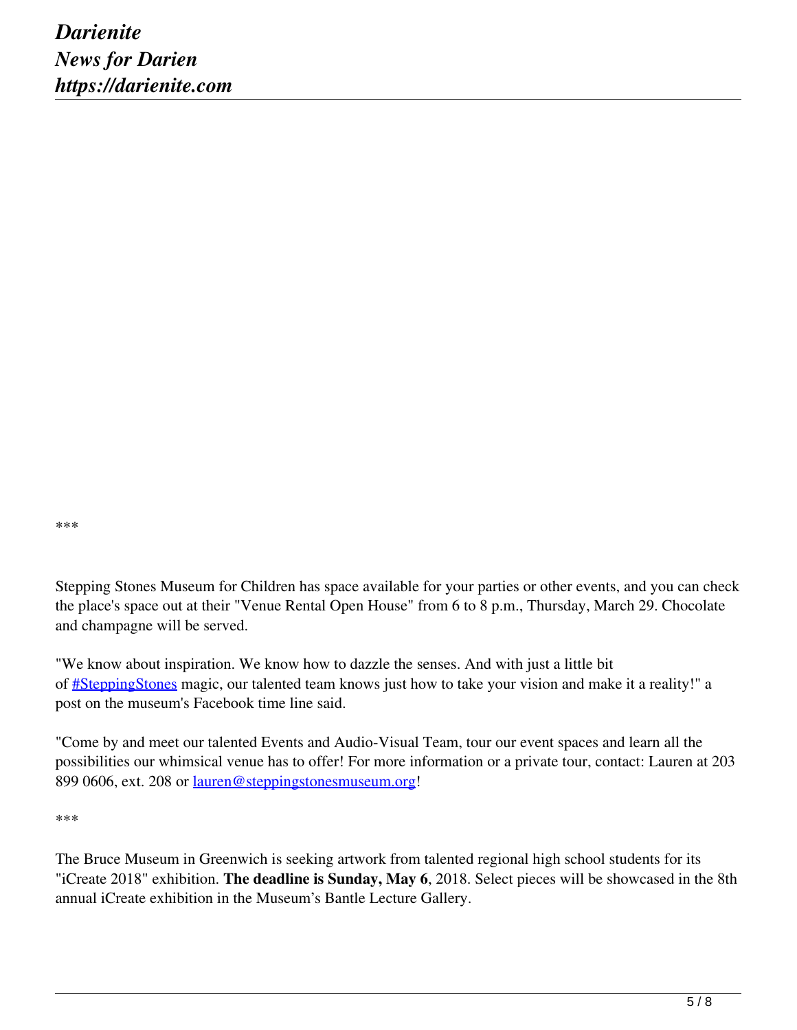***

Stepping Stones Museum for Children has space available for your parties or other events, and you can check the place's space out at their "Venue Rental Open House" from 6 to 8 p.m., Thursday, March 29. Chocolate and champagne will be served.

"We know about inspiration. We know how to dazzle the senses. And with just a little bit of [#SteppingStones](#SteppingStones) magic, our talented team knows just how to take your vision and make it a reality!" a post on the museum's Facebook time line said.

"Come by and meet our talented Events and Audio-Visual Team, tour our event spaces and learn all the possibilities our whimsical venue has to offer! For more information or a private tour, contact: Lauren at 203 899 0606, ext. 208 or [lauren@steppingstonesmuseum.org](mailto:lauren@steppingstonesmuseum.org)!

***

The Bruce Museum in Greenwich is seeking artwork from talented regional high school students for its "iCreate 2018" exhibition. **The deadline is Sunday, May 6**, 2018. Select pieces will be showcased in the 8th annual iCreate exhibition in the Museum's Bantle Lecture Gallery.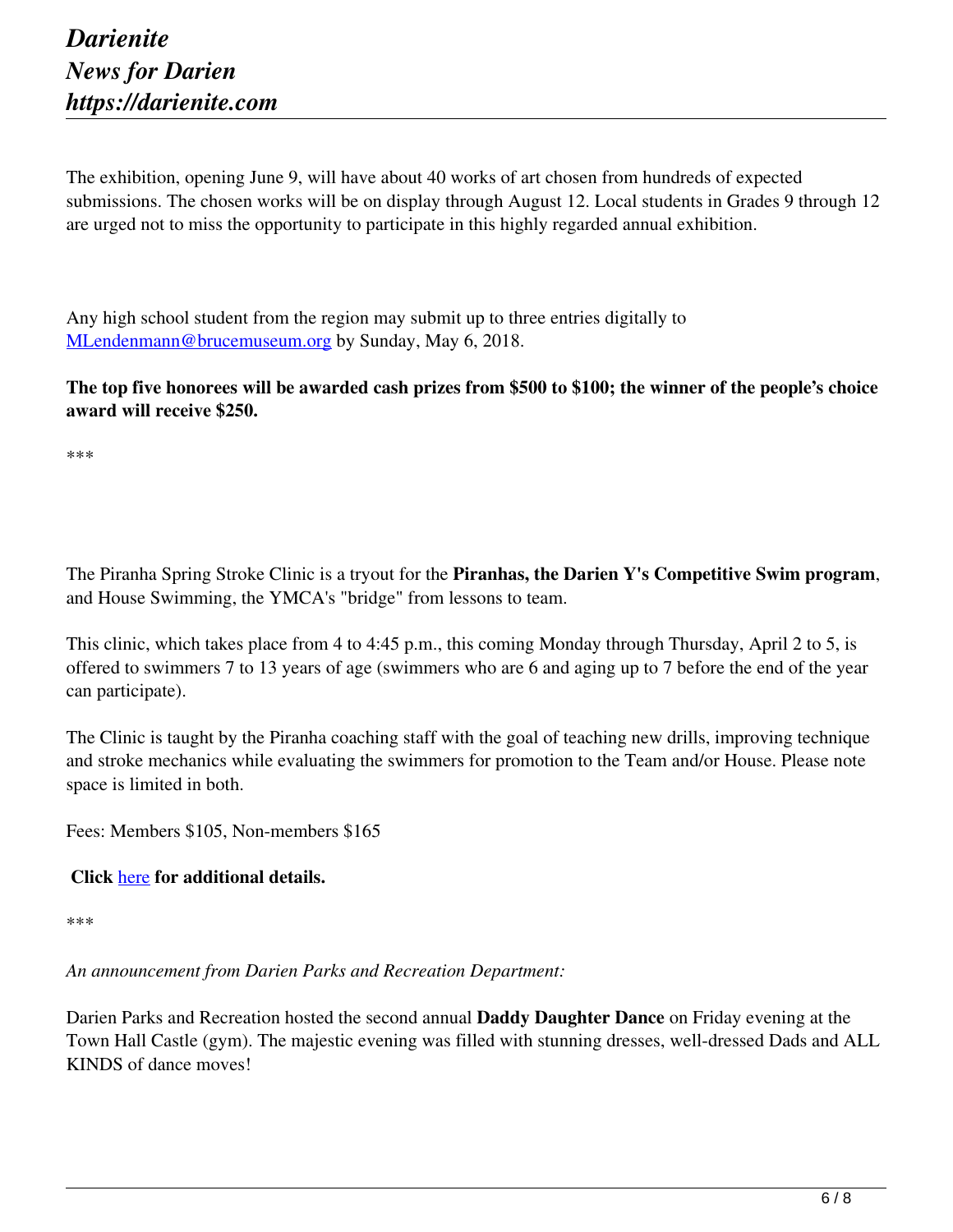The exhibition, opening June 9, will have about 40 works of art chosen from hundreds of expected submissions. The chosen works will be on display through August 12. Local students in Grades 9 through 12 are urged not to miss the opportunity to participate in this highly regarded annual exhibition.

Any high school student from the region may submit up to three entries digitally to [MLendenmann@brucemuseum.org](mailto:MLendenmann@brucemuseum.org) by Sunday, May 6, 2018.

**The top five honorees will be awarded cash prizes from $500 to $100; the winner of the people's choice award will receive $250.**

***

The Piranha Spring Stroke Clinic is a tryout for the **Piranhas, the Darien Y's Competitive Swim program**, and House Swimming, the YMCA's "bridge" from lessons to team.

This clinic, which takes place from 4 to 4:45 p.m., this coming Monday through Thursday, April 2 to 5, is offered to swimmers 7 to 13 years of age (swimmers who are 6 and aging up to 7 before the end of the year can participate).

The Clinic is taught by the Piranha coaching staff with the goal of teaching new drills, improving technique and stroke mechanics while evaluating the swimmers for promotion to the Team and/or House. Please note space is limited in both.

Fees: Members $105, Non-members $165

**Click** here **for additional details.**

***

*An announcement from Darien Parks and Recreation Department:*

Darien Parks and Recreation hosted the second annual **Daddy Daughter Dance** on Friday evening at the Town Hall Castle (gym). The majestic evening was filled with stunning dresses, well-dressed Dads and ALL KINDS of dance moves!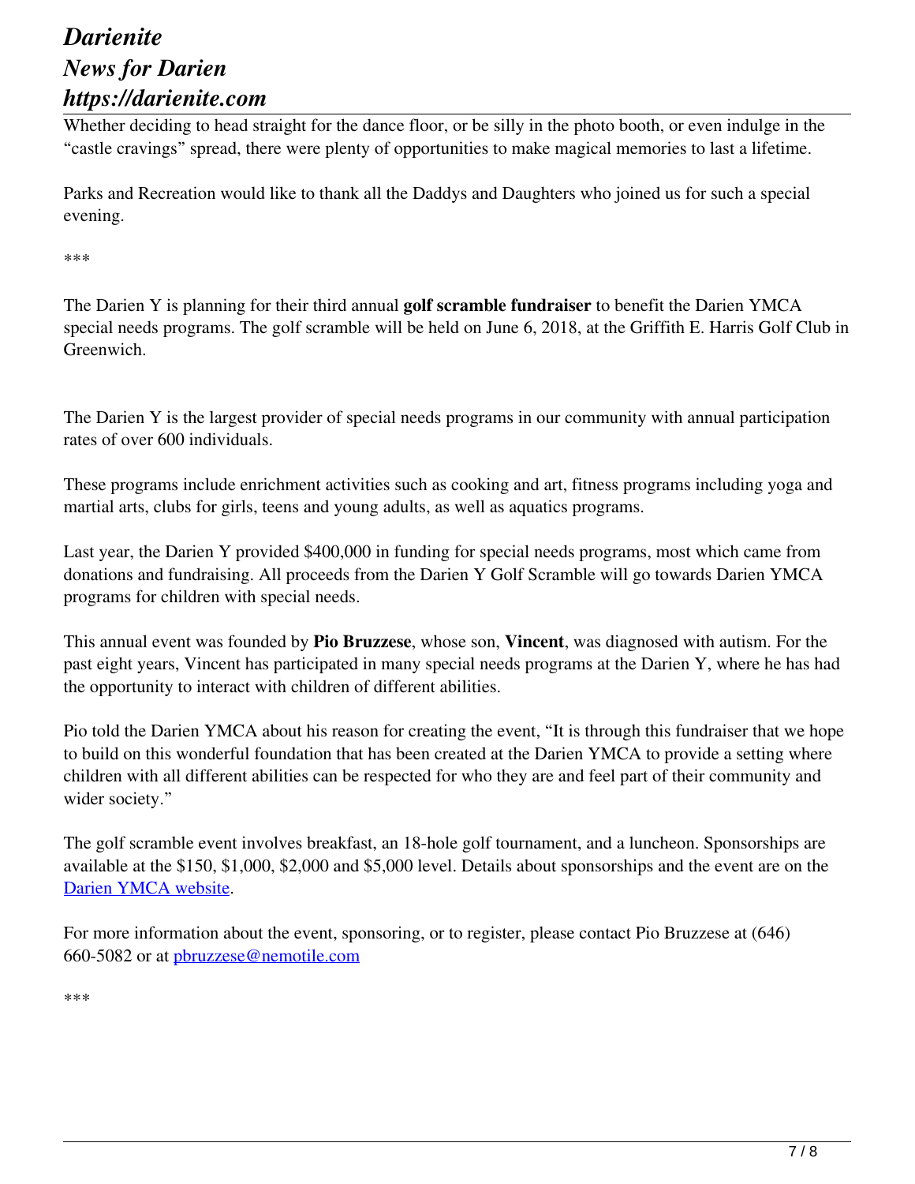Whether deciding to head straight for the dance floor, or be silly in the photo booth, or even indulge in the "castle cravings" spread, there were plenty of opportunities to make magical memories to last a lifetime.

Parks and Recreation would like to thank all the Daddys and Daughters who joined us for such a special evening.

\*\*\*

The Darien Y is planning for their third annual **golf scramble fundraiser** to benefit the Darien YMCA special needs programs. The golf scramble will be held on June 6, 2018, at the Griffith E. Harris Golf Club in Greenwich.

The Darien Y is the largest provider of special needs programs in our community with annual participation rates of over 600 individuals.

These programs include enrichment activities such as cooking and art, fitness programs including yoga and martial arts, clubs for girls, teens and young adults, as well as aquatics programs.

Last year, the Darien Y provided $400,000 in funding for special needs programs, most which came from donations and fundraising. All proceeds from the Darien Y Golf Scramble will go towards Darien YMCA programs for children with special needs.

This annual event was founded by **Pio Bruzzese**, whose son, **Vincent**, was diagnosed with autism. For the past eight years, Vincent has participated in many special needs programs at the Darien Y, where he has had the opportunity to interact with children of different abilities.

Pio told the Darien YMCA about his reason for creating the event, "It is through this fundraiser that we hope to build on this wonderful foundation that has been created at the Darien YMCA to provide a setting where children with all different abilities can be respected for who they are and feel part of their community and wider society."

The golf scramble event involves breakfast, an 18-hole golf tournament, and a luncheon. Sponsorships are available at the $150, $1,000, $2,000 and $5,000 level. Details about sponsorships and the event are on the [Darien YMCA website](Darien YMCA website).

For more information about the event, sponsoring, or to register, please contact Pio Bruzzese at (646) 660-5082 or at [pbruzzese@nemotile.com](mailto:pbruzzese@nemotile.com)

\*\*\*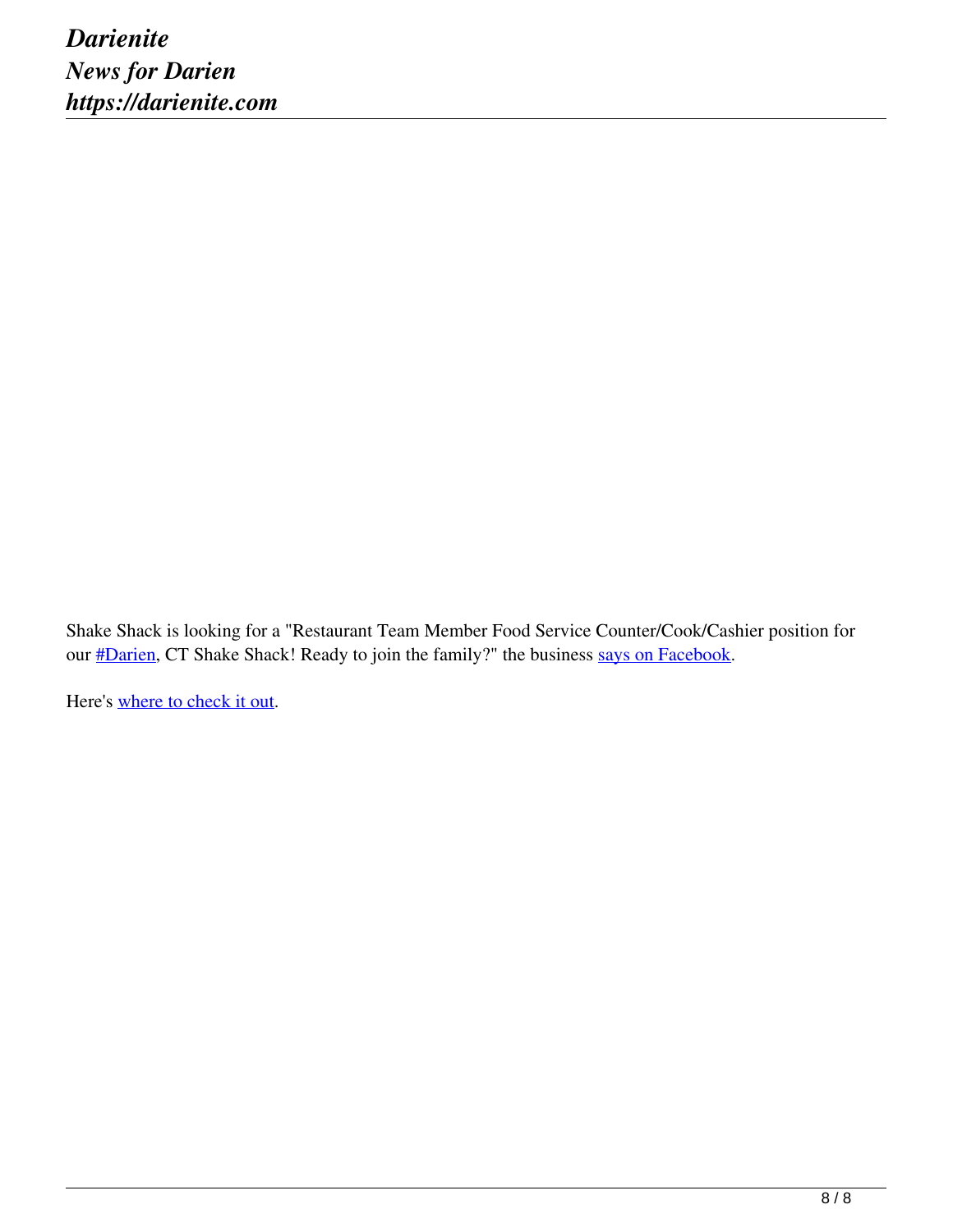Shake Shack is looking for a "Restaurant Team Member Food Service Counter/Cook/Cashier position for our #Darien, CT Shake Shack! Ready to join the family?" the business says on Facebook.

Here's where to check it out.